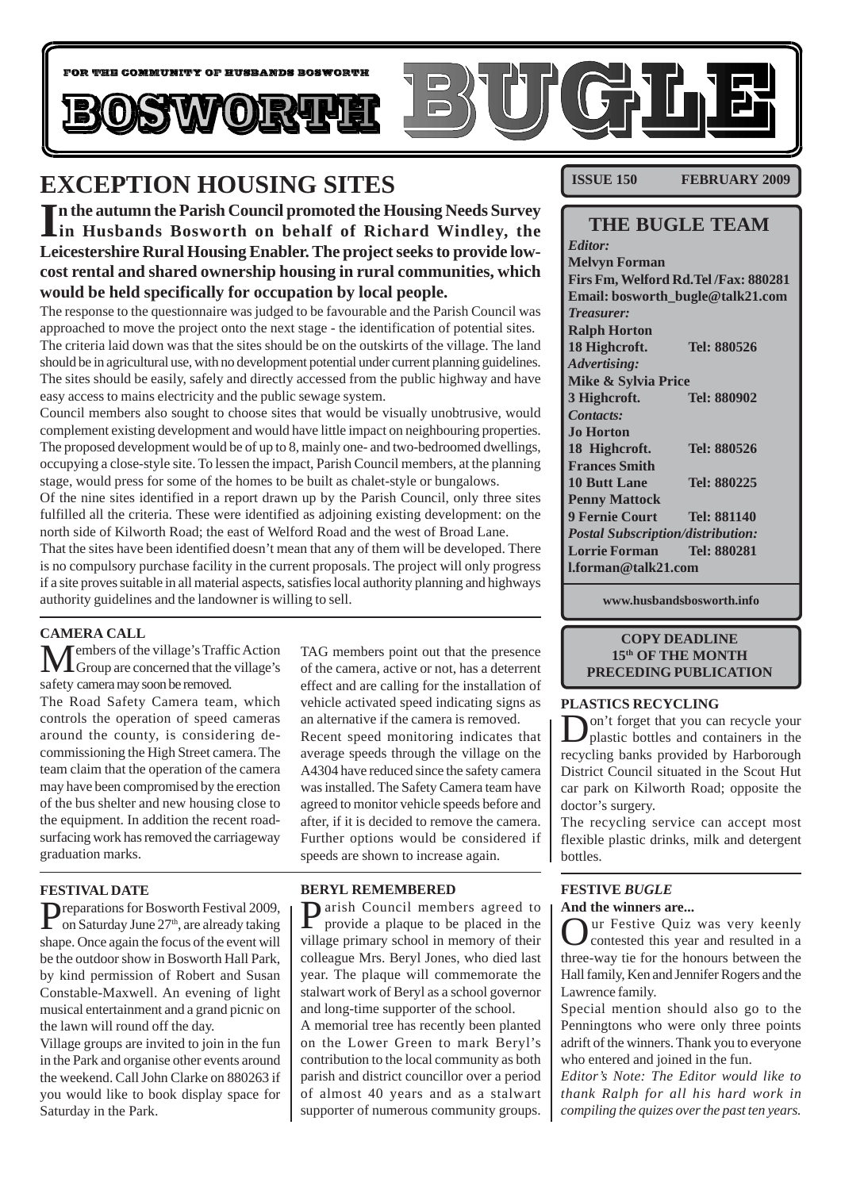FOR THE COMMUNITY OF HUSBANDS BOSWORTH

# BOSWORTH BUGLE

**ISSUE 150 FEBRUARY 2009**

## EXCEPTION HOUSING SITES

**In the autumn the Parish Council promoted the Housing Needs Survey in Husbands Bosworth on behalf of Richard Windley, the Leicestershire Rural Housing Enabler. The project seeks to provide low-cost rental and shared ownership housing in rural communities, which would be held specifically for occupation by local people.**

The response to the questionnaire was judged to be favourable and the Parish Council was approached to move the project onto the next stage - the identification of potential sites.

The criteria laid down was that the sites should be on the outskirts of the village. The land should be in agricultural use, with no development potential under current planning guidelines. The sites should be easily, safely and directly accessed from the public highway and have easy access to mains electricity and the public sewage system.

Council members also sought to choose sites that would be visually unobtrusive, would complement existing development and would have little impact on neighbouring properties. The proposed development would be of up to 8, mainly one- and two-bedroomed dwellings, occupying a close-style site. To lessen the impact, Parish Council members, at the planning stage, would press for some of the homes to be built as chalet-style or bungalows.

Of the nine sites identified in a report drawn up by the Parish Council, only three sites fulfilled all the criteria. These were identified as adjoining existing development: on the north side of Kilworth Road; the east of Welford Road and the west of Broad Lane.

That the sites have been identified doesn't mean that any of them will be developed. There is no compulsory purchase facility in the current proposals. The project will only progress if a site proves suitable in all material aspects, satisfies local authority planning and highways authority guidelines and the landowner is willing to sell.

### CAMERA CALL

Members of the village's Traffic Action Group are concerned that the village's safety camera may soon be removed.

The Road Safety Camera team, which controls the operation of speed cameras around the county, is considering de-commissioning the High Street camera. The team claim that the operation of the camera may have been compromised by the erection of the bus shelter and new housing close to the equipment. In addition the recent road-surfacing work has removed the carriageway graduation marks.

TAG members point out that the presence of the camera, active or not, has a deterrent effect and are calling for the installation of vehicle activated speed indicating signs as an alternative if the camera is removed.

Recent speed monitoring indicates that average speeds through the village on the A4304 have reduced since the safety camera was installed. The Safety Camera team have agreed to monitor vehicle speeds before and after, if it is decided to remove the camera. Further options would be considered if speeds are shown to increase again.

### FESTIVAL DATE

Preparations for Bosworth Festival 2009, on Saturday June 27th, are already taking shape. Once again the focus of the event will be the outdoor show in Bosworth Hall Park, by kind permission of Robert and Susan Constable-Maxwell. An evening of light musical entertainment and a grand picnic on the lawn will round off the day.

Village groups are invited to join in the fun in the Park and organise other events around the weekend. Call John Clarke on 880263 if you would like to book display space for Saturday in the Park.

### BERYL REMEMBERED

Parish Council members agreed to provide a plaque to be placed in the village primary school in memory of their colleague Mrs. Beryl Jones, who died last year. The plaque will commemorate the stalwart work of Beryl as a school governor and long-time supporter of the school.

A memorial tree has recently been planted on the Lower Green to mark Beryl's contribution to the local community as both parish and district councillor over a period of almost 40 years and as a stalwart supporter of numerous community groups.

## THE BUGLE TEAM

*Editor:*
**Melvyn Forman**
**Firs Fm, Welford Rd.Tel /Fax: 880281**
**Email: bosworth_bugle@talk21.com**

*Treasurer:*
**Ralph Horton**
**18 Highcroft. Tel: 880526**

*Advertising:*
**Mike & Sylvia Price**
**3 Highcroft. Tel: 880902**

*Contacts:*
**Jo Horton**
**18 Highcroft. Tel: 880526**
**Frances Smith**
**10 Butt Lane Tel: 880225**
**Penny Mattock**
**9 Fernie Court Tel: 881140**

*Postal Subscription/distribution:*
**Lorrie Forman Tel: 880281**
**l.forman@talk21.com**

**www.husbandsbosworth.info**

**COPY DEADLINE**
**15th OF THE MONTH**
**PRECEDING PUBLICATION**

### PLASTICS RECYCLING

Don't forget that you can recycle your plastic bottles and containers in the recycling banks provided by Harborough District Council situated in the Scout Hut car park on Kilworth Road; opposite the doctor's surgery.

The recycling service can accept most flexible plastic drinks, milk and detergent bottles.

### FESTIVE *BUGLE*

**And the winners are...**

Our Festive Quiz was very keenly contested this year and resulted in a three-way tie for the honours between the Hall family, Ken and Jennifer Rogers and the Lawrence family.

Special mention should also go to the Penningtons who were only three points adrift of the winners. Thank you to everyone who entered and joined in the fun.

*Editor's Note: The Editor would like to thank Ralph for all his hard work in compiling the quizes over the past ten years.*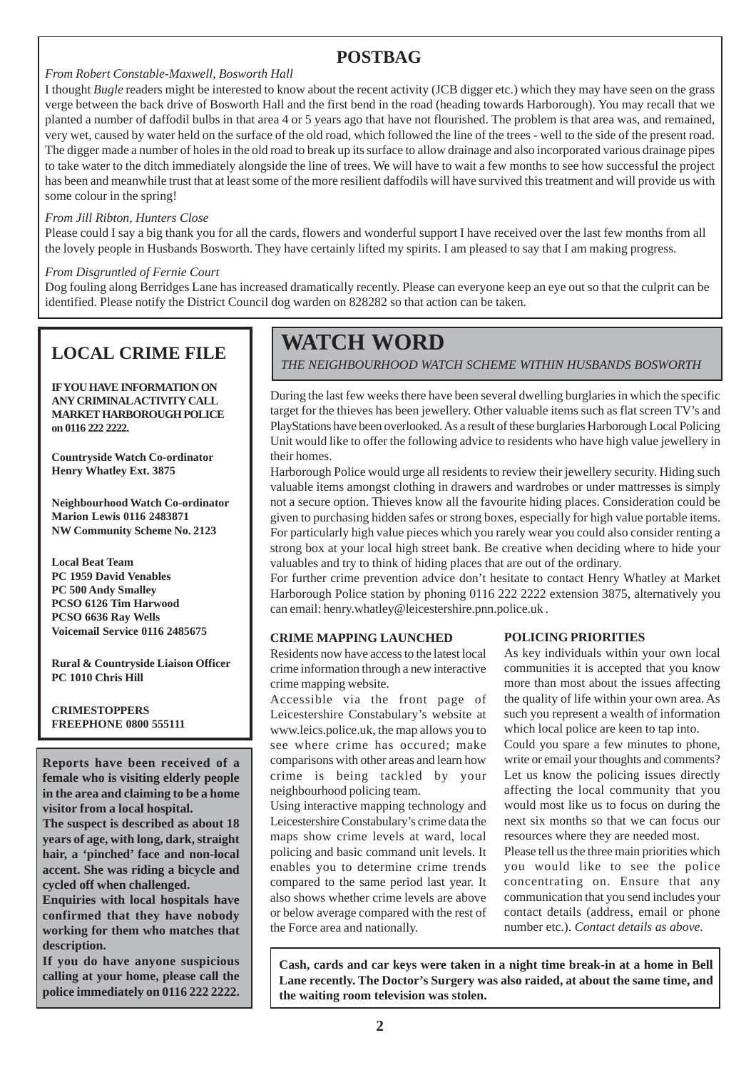## POSTBAG

*From Robert Constable-Maxwell, Bosworth Hall*

I thought *Bugle* readers might be interested to know about the recent activity (JCB digger etc.) which they may have seen on the grass verge between the back drive of Bosworth Hall and the first bend in the road (heading towards Harborough). You may recall that we planted a number of daffodil bulbs in that area 4 or 5 years ago that have not flourished. The problem is that area was, and remained, very wet, caused by water held on the surface of the old road, which followed the line of the trees - well to the side of the present road. The digger made a number of holes in the old road to break up its surface to allow drainage and also incorporated various drainage pipes to take water to the ditch immediately alongside the line of trees. We will have to wait a few months to see how successful the project has been and meanwhile trust that at least some of the more resilient daffodils will have survived this treatment and will provide us with some colour in the spring!

*From Jill Ribton, Hunters Close*

Please could I say a big thank you for all the cards, flowers and wonderful support I have received over the last few months from all the lovely people in Husbands Bosworth. They have certainly lifted my spirits. I am pleased to say that I am making progress.

*From Disgruntled of Fernie Court*

Dog fouling along Berridges Lane has increased dramatically recently. Please can everyone keep an eye out so that the culprit can be identified. Please notify the District Council dog warden on 828282 so that action can be taken.

## LOCAL CRIME FILE

**IF YOU HAVE INFORMATION ON ANY CRIMINAL ACTIVITY CALL MARKET HARBOROUGH POLICE on 0116 222 2222.**

**Countryside Watch Co-ordinator**
**Henry Whatley Ext. 3875**

**Neighbourhood Watch Co-ordinator**
**Marion Lewis 0116 2483871**
**NW Community Scheme No. 2123**

**Local Beat Team**
**PC 1959 David Venables**
**PC 500 Andy Smalley**
**PCSO 6126 Tim Harwood**
**PCSO 6636 Ray Wells**
**Voicemail Service 0116 2485675**

**Rural & Countryside Liaison Officer**
**PC 1010 Chris Hill**

**CRIMESTOPPERS**
**FREEPHONE 0800 555111**

**Reports have been received of a female who is visiting elderly people in the area and claiming to be a home visitor from a local hospital.**

**The suspect is described as about 18 years of age, with long, dark, straight hair, a 'pinched' face and non-local accent. She was riding a bicycle and cycled off when challenged.**

**Enquiries with local hospitals have confirmed that they have nobody working for them who matches that description.**

**If you do have anyone suspicious calling at your home, please call the police immediately on 0116 222 2222.**

## WATCH WORD

*THE NEIGHBOURHOOD WATCH SCHEME WITHIN HUSBANDS BOSWORTH*

During the last few weeks there have been several dwelling burglaries in which the specific target for the thieves has been jewellery. Other valuable items such as flat screen TV's and PlayStations have been overlooked. As a result of these burglaries Harborough Local Policing Unit would like to offer the following advice to residents who have high value jewellery in their homes.

Harborough Police would urge all residents to review their jewellery security. Hiding such valuable items amongst clothing in drawers and wardrobes or under mattresses is simply not a secure option. Thieves know all the favourite hiding places. Consideration could be given to purchasing hidden safes or strong boxes, especially for high value portable items. For particularly high value pieces which you rarely wear you could also consider renting a strong box at your local high street bank. Be creative when deciding where to hide your valuables and try to think of hiding places that are out of the ordinary.

For further crime prevention advice don't hesitate to contact Henry Whatley at Market Harborough Police station by phoning 0116 222 2222 extension 3875, alternatively you can email: henry.whatley@leicestershire.pnn.police.uk .

### CRIME MAPPING LAUNCHED

Residents now have access to the latest local crime information through a new interactive crime mapping website.

Accessible via the front page of Leicestershire Constabulary's website at www.leics.police.uk, the map allows you to see where crime has occured; make comparisons with other areas and learn how crime is being tackled by your neighbourhood policing team.

Using interactive mapping technology and Leicestershire Constabulary's crime data the maps show crime levels at ward, local policing and basic command unit levels. It enables you to determine crime trends compared to the same period last year. It also shows whether crime levels are above or below average compared with the rest of the Force area and nationally.

### POLICING PRIORITIES

As key individuals within your own local communities it is accepted that you know more than most about the issues affecting the quality of life within your own area. As such you represent a wealth of information which local police are keen to tap into.

Could you spare a few minutes to phone, write or email your thoughts and comments? Let us know the policing issues directly affecting the local community that you would most like us to focus on during the next six months so that we can focus our resources where they are needed most.

Please tell us the three main priorities which you would like to see the police concentrating on. Ensure that any communication that you send includes your contact details (address, email or phone number etc.). *Contact details as above.*

**Cash, cards and car keys were taken in a night time break-in at a home in Bell Lane recently. The Doctor's Surgery was also raided, at about the same time, and the waiting room television was stolen.**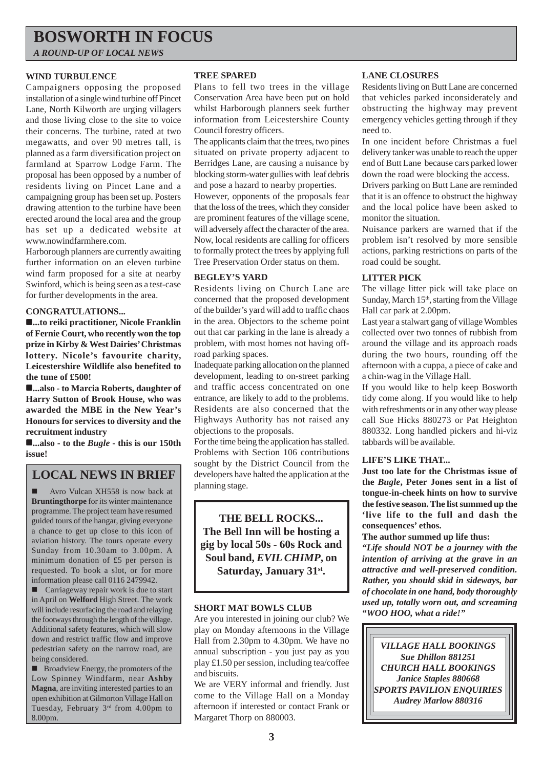# BOSWORTH IN FOCUS

*A ROUND-UP OF LOCAL NEWS*

### WIND TURBULENCE

Campaigners opposing the proposed installation of a single wind turbine off Pincet Lane, North Kilworth are urging villagers and those living close to the site to voice their concerns. The turbine, rated at two megawatts, and over 90 metres tall, is planned as a farm diversification project on farmland at Sparrow Lodge Farm. The proposal has been opposed by a number of residents living on Pincet Lane and a campaigning group has been set up. Posters drawing attention to the turbine have been erected around the local area and the group has set up a dedicated website at www.nowindfarmhere.com.

Harborough planners are currently awaiting further information on an eleven turbine wind farm proposed for a site at nearby Swinford, which is being seen as a test-case for further developments in the area.

### CONGRATULATIONS...

- **...to reiki practitioner, Nicole Franklin of Fernie Court, who recently won the top prize in Kirby & West Dairies' Christmas lottery. Nicole's favourite charity, Leicestershire Wildlife also benefited to the tune of £500!**
- **...also - to Marcia Roberts, daughter of Harry Sutton of Brook House, who was awarded the MBE in the New Year's Honours for services to diversity and the recruitment industry**
- **...also - to the *Bugle* - this is our 150th issue!**

## LOCAL NEWS IN BRIEF

- Avro Vulcan XH558 is now back at **Bruntingthorpe** for its winter maintenance programme. The project team have resumed guided tours of the hangar, giving everyone a chance to get up close to this icon of aviation history. The tours operate every Sunday from 10.30am to 3.00pm. A minimum donation of £5 per person is requested. To book a slot, or for more information please call 0116 2479942.
- Carriageway repair work is due to start in April on **Welford** High Street. The work will include resurfacing the road and relaying the footways through the length of the village. Additional safety features, which will slow down and restrict traffic flow and improve pedestrian safety on the narrow road, are being considered.
- Broadview Energy, the promoters of the Low Spinney Windfarm, near **Ashby Magna**, are inviting interested parties to an open exhibition at Gilmorton Village Hall on Tuesday, February 3rd from 4.00pm to 8.00pm.

### TREE SPARED

Plans to fell two trees in the village Conservation Area have been put on hold whilst Harborough planners seek further information from Leicestershire County Council forestry officers.

The applicants claim that the trees, two pines situated on private property adjacent to Berridges Lane, are causing a nuisance by blocking storm-water gullies with leaf debris and pose a hazard to nearby properties.

However, opponents of the proposals fear that the loss of the trees, which they consider are prominent features of the village scene, will adversely affect the character of the area. Now, local residents are calling for officers to formally protect the trees by applying full Tree Preservation Order status on them.

### BEGLEY'S YARD

Residents living on Church Lane are concerned that the proposed development of the builder's yard will add to traffic chaos in the area. Objectors to the scheme point out that car parking in the lane is already a problem, with most homes not having off-road parking spaces.

Inadequate parking allocation on the planned development, leading to on-street parking and traffic access concentrated on one entrance, are likely to add to the problems. Residents are also concerned that the Highways Authority has not raised any objections to the proposals.

For the time being the application has stalled. Problems with Section 106 contributions sought by the District Council from the developers have halted the application at the planning stage.

**THE BELL ROCKS...**
**The Bell Inn will be hosting a gig by local 50s - 60s Rock and Soul band, *EVIL CHIMP*, on Saturday, January 31st.**

### SHORT MAT BOWLS CLUB

Are you interested in joining our club? We play on Monday afternoons in the Village Hall from 2.30pm to 4.30pm. We have no annual subscription - you just pay as you play £1.50 per session, including tea/coffee and biscuits.

We are VERY informal and friendly. Just come to the Village Hall on a Monday afternoon if interested or contact Frank or Margaret Thorp on 880003.

### LANE CLOSURES

Residents living on Butt Lane are concerned that vehicles parked inconsiderately and obstructing the highway may prevent emergency vehicles getting through if they need to.

In one incident before Christmas a fuel delivery tanker was unable to reach the upper end of Butt Lane because cars parked lower down the road were blocking the access.

Drivers parking on Butt Lane are reminded that it is an offence to obstruct the highway and the local police have been asked to monitor the situation.

Nuisance parkers are warned that if the problem isn't resolved by more sensible actions, parking restrictions on parts of the road could be sought.

### LITTER PICK

The village litter pick will take place on Sunday, March 15th, starting from the Village Hall car park at 2.00pm.

Last year a stalwart gang of village Wombles collected over two tonnes of rubbish from around the village and its approach roads during the two hours, rounding off the afternoon with a cuppa, a piece of cake and a chin-wag in the Village Hall.

If you would like to help keep Bosworth tidy come along. If you would like to help with refreshments or in any other way please call Sue Hicks 880273 or Pat Heighton 880332. Long handled pickers and hi-viz tabbards will be available.

### LIFE'S LIKE THAT...

**Just too late for the Christmas issue of the *Bugle*, Peter Jones sent in a list of tongue-in-cheek hints on how to survive the festive season. The list summed up the 'live life to the full and dash the consequences' ethos.**

**The author summed up life thus:**

***"Life should NOT be a journey with the intention of arriving at the grave in an attractive and well-preserved condition. Rather, you should skid in sideways, bar of chocolate in one hand, body thoroughly used up, totally worn out, and screaming "WOO HOO, what a ride!"***

***VILLAGE HALL BOOKINGS***
***Sue Dhillon 881251***
***CHURCH HALL BOOKINGS***
***Janice Staples 880668***
***SPORTS PAVILION ENQUIRIES***
***Audrey Marlow 880316***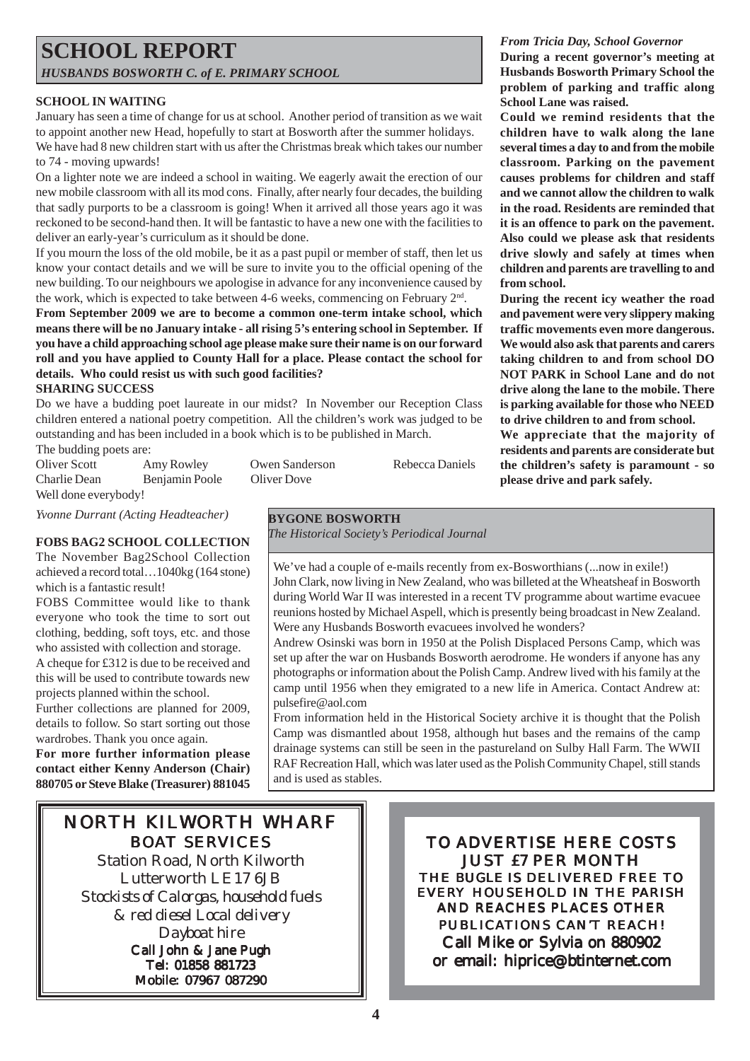# SCHOOL REPORT

*HUSBANDS BOSWORTH C. of E. PRIMARY SCHOOL*

**SCHOOL IN WAITING**

January has seen a time of change for us at school. Another period of transition as we wait to appoint another new Head, hopefully to start at Bosworth after the summer holidays.

We have had 8 new children start with us after the Christmas break which takes our number to 74 - moving upwards!

On a lighter note we are indeed a school in waiting. We eagerly await the erection of our new mobile classroom with all its mod cons. Finally, after nearly four decades, the building that sadly purports to be a classroom is going! When it arrived all those years ago it was reckoned to be second-hand then. It will be fantastic to have a new one with the facilities to deliver an early-year's curriculum as it should be done.

If you mourn the loss of the old mobile, be it as a past pupil or member of staff, then let us know your contact details and we will be sure to invite you to the official opening of the new building. To our neighbours we apologise in advance for any inconvenience caused by the work, which is expected to take between 4-6 weeks, commencing on February 2nd.

**From September 2009 we are to become a common one-term intake school, which means there will be no January intake - all rising 5's entering school in September. If you have a child approaching school age please make sure their name is on our forward roll and you have applied to County Hall for a place. Please contact the school for details. Who could resist us with such good facilities?**

**SHARING SUCCESS**

Do we have a budding poet laureate in our midst? In November our Reception Class children entered a national poetry competition. All the children's work was judged to be outstanding and has been included in a book which is to be published in March.

The budding poets are:

Oliver Scott, Amy Rowley, Owen Sanderson, Rebecca Daniels, Charlie Dean, Benjamin Poole, Oliver Dove

Well done everybody!

*Yvonne Durrant (Acting Headteacher)*

*From Tricia Day, School Governor*

**During a recent governor's meeting at Husbands Bosworth Primary School the problem of parking and traffic along School Lane was raised.**

**Could we remind residents that the children have to walk along the lane several times a day to and from the mobile classroom. Parking on the pavement causes problems for children and staff and we cannot allow the children to walk in the road. Residents are reminded that it is an offence to park on the pavement. Also could we please ask that residents drive slowly and safely at times when children and parents are travelling to and from school.**

**During the recent icy weather the road and pavement were very slippery making traffic movements even more dangerous. We would also ask that parents and carers taking children to and from school DO NOT PARK in School Lane and do not drive along the lane to the mobile. There is parking available for those who NEED to drive children to and from school.**

**We appreciate that the majority of residents and parents are considerate but the children's safety is paramount - so please drive and park safely.**

**FOBS BAG2 SCHOOL COLLECTION**

The November Bag2School Collection achieved a record total…1040kg (164 stone) which is a fantastic result!

FOBS Committee would like to thank everyone who took the time to sort out clothing, bedding, soft toys, etc. and those who assisted with collection and storage.

A cheque for £312 is due to be received and this will be used to contribute towards new projects planned within the school.

Further collections are planned for 2009, details to follow. So start sorting out those wardrobes. Thank you once again.

**For more further information please contact either Kenny Anderson (Chair) 880705 or Steve Blake (Treasurer) 881045**

## BYGONE BOSWORTH

*The Historical Society's Periodical Journal*

We've had a couple of e-mails recently from ex-Bosworthians (...now in exile!)

John Clark, now living in New Zealand, who was billeted at the Wheatsheaf in Bosworth during World War II was interested in a recent TV programme about wartime evacuee reunions hosted by Michael Aspell, which is presently being broadcast in New Zealand. Were any Husbands Bosworth evacuees involved he wonders?

Andrew Osinski was born in 1950 at the Polish Displaced Persons Camp, which was set up after the war on Husbands Bosworth aerodrome. He wonders if anyone has any photographs or information about the Polish Camp. Andrew lived with his family at the camp until 1956 when they emigrated to a new life in America. Contact Andrew at: pulsefire@aol.com

From information held in the Historical Society archive it is thought that the Polish Camp was dismantled about 1958, although hut bases and the remains of the camp drainage systems can still be seen in the pastureland on Sulby Hall Farm. The WWII RAF Recreation Hall, which was later used as the Polish Community Chapel, still stands and is used as stables.

**NORTH KILWORTH WHARF**
**BOAT SERVICES**

Station Road, North Kilworth
Lutterworth LE17 6JB
*Stockists of Calorgas, household fuels & red diesel Local delivery*
*Dayboat hire*
Call John & Jane Pugh
Tel: 01858 881723
Mobile: 07967 087290

**TO ADVERTISE HERE COSTS JUST £7 PER MONTH**
THE BUGLE IS DELIVERED FREE TO EVERY HOUSEHOLD IN THE PARISH AND REACHES PLACES OTHER PUBLICATIONS CAN'T REACH!
Call Mike or Sylvia on 880902
or email: hiprice@btinternet.com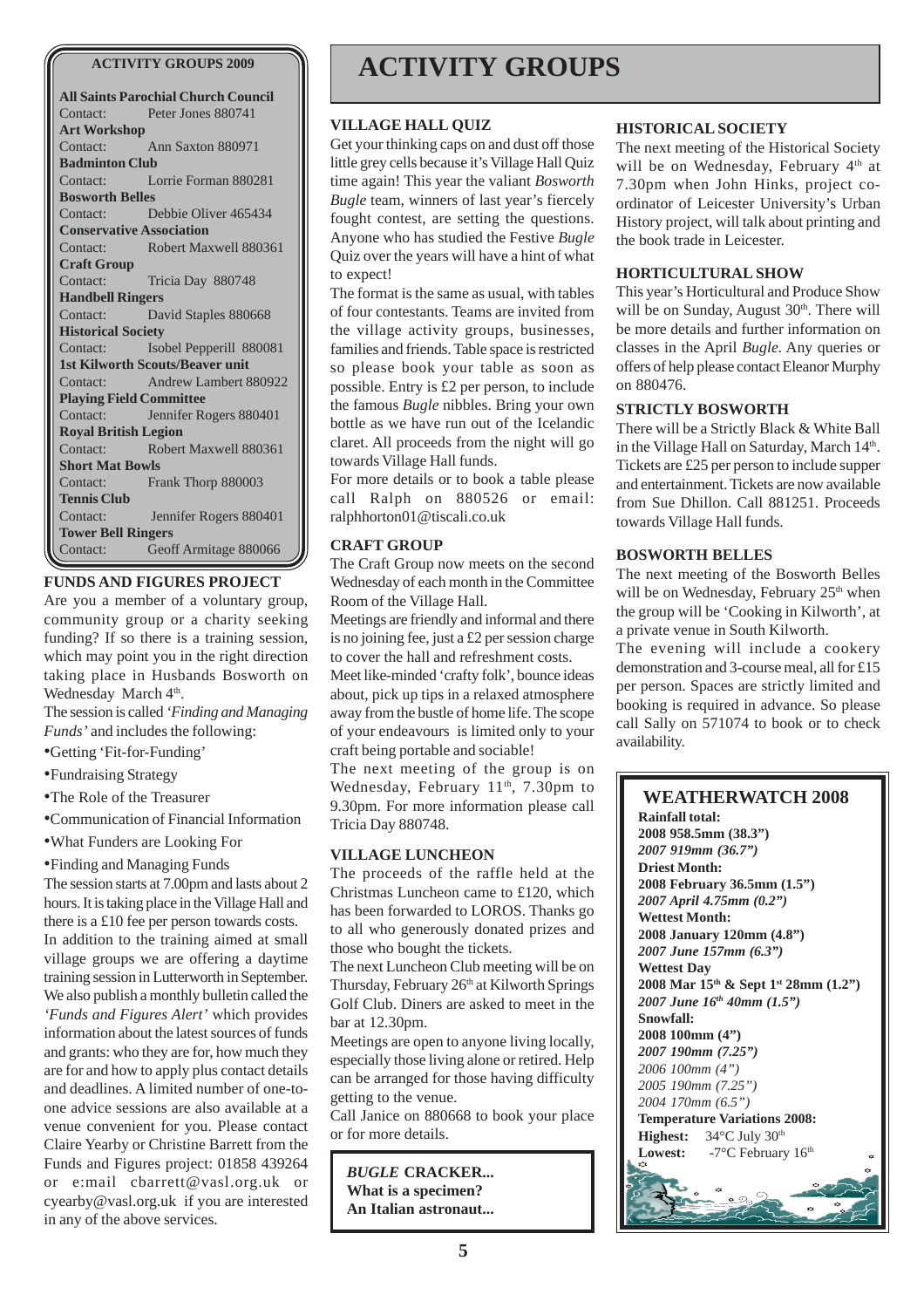# ACTIVITY GROUPS

**ACTIVITY GROUPS 2009**

**All Saints Parochial Church Council**
Contact: Peter Jones 880741

**Art Workshop**
Contact: Ann Saxton 880971

**Badminton Club**
Contact: Lorrie Forman 880281

**Bosworth Belles**
Contact: Debbie Oliver 465434

**Conservative Association**
Contact: Robert Maxwell 880361

**Craft Group**
Contact: Tricia Day 880748

**Handbell Ringers**
Contact: David Staples 880668

**Historical Society**
Contact: Isobel Pepperill 880081

**1st Kilworth Scouts/Beaver unit**
Contact: Andrew Lambert 880922

**Playing Field Committee**
Contact: Jennifer Rogers 880401

**Royal British Legion**
Contact: Robert Maxwell 880361

**Short Mat Bowls**
Contact: Frank Thorp 880003

**Tennis Club**
Contact: Jennifer Rogers 880401

**Tower Bell Ringers**
Contact: Geoff Armitage 880066

### FUNDS AND FIGURES PROJECT

Are you a member of a voluntary group, community group or a charity seeking funding? If so there is a training session, which may point you in the right direction taking place in Husbands Bosworth on Wednesday March 4th.

The session is called *'Finding and Managing Funds'* and includes the following:

- Getting 'Fit-for-Funding'
- Fundraising Strategy
- The Role of the Treasurer
- Communication of Financial Information
- What Funders are Looking For
- Finding and Managing Funds

The session starts at 7.00pm and lasts about 2 hours. It is taking place in the Village Hall and there is a £10 fee per person towards costs.

In addition to the training aimed at small village groups we are offering a daytime training session in Lutterworth in September. We also publish a monthly bulletin called the *'Funds and Figures Alert'* which provides information about the latest sources of funds and grants: who they are for, how much they are for and how to apply plus contact details and deadlines. A limited number of one-to-one advice sessions are also available at a venue convenient for you. Please contact Claire Yearby or Christine Barrett from the Funds and Figures project: 01858 439264 or e:mail cbarrett@vasl.org.uk or cyearby@vasl.org.uk if you are interested in any of the above services.

### VILLAGE HALL QUIZ

Get your thinking caps on and dust off those little grey cells because it's Village Hall Quiz time again! This year the valiant *Bosworth Bugle* team, winners of last year's fiercely fought contest, are setting the questions. Anyone who has studied the Festive *Bugle* Quiz over the years will have a hint of what to expect!

The format is the same as usual, with tables of four contestants. Teams are invited from the village activity groups, businesses, families and friends. Table space is restricted so please book your table as soon as possible. Entry is £2 per person, to include the famous *Bugle* nibbles. Bring your own bottle as we have run out of the Icelandic claret. All proceeds from the night will go towards Village Hall funds.

For more details or to book a table please call Ralph on 880526 or email: ralphhorton01@tiscali.co.uk

### CRAFT GROUP

The Craft Group now meets on the second Wednesday of each month in the Committee Room of the Village Hall.

Meetings are friendly and informal and there is no joining fee, just a £2 per session charge to cover the hall and refreshment costs.

Meet like-minded 'crafty folk', bounce ideas about, pick up tips in a relaxed atmosphere away from the bustle of home life. The scope of your endeavours is limited only to your craft being portable and sociable!

The next meeting of the group is on Wednesday, February 11th, 7.30pm to 9.30pm. For more information please call Tricia Day 880748.

### VILLAGE LUNCHEON

The proceeds of the raffle held at the Christmas Luncheon came to £120, which has been forwarded to LOROS. Thanks go to all who generously donated prizes and those who bought the tickets.

The next Luncheon Club meeting will be on Thursday, February 26th at Kilworth Springs Golf Club. Diners are asked to meet in the bar at 12.30pm.

Meetings are open to anyone living locally, especially those living alone or retired. Help can be arranged for those having difficulty getting to the venue.

Call Janice on 880668 to book your place or for more details.

***BUGLE* CRACKER...**
**What is a specimen?**
**An Italian astronaut...**

### HISTORICAL SOCIETY

The next meeting of the Historical Society will be on Wednesday, February 4th at 7.30pm when John Hinks, project co-ordinator of Leicester University's Urban History project, will talk about printing and the book trade in Leicester.

### HORTICULTURAL SHOW

This year's Horticultural and Produce Show will be on Sunday, August 30th. There will be more details and further information on classes in the April *Bugle*. Any queries or offers of help please contact Eleanor Murphy on 880476.

### STRICTLY BOSWORTH

There will be a Strictly Black & White Ball in the Village Hall on Saturday, March 14th. Tickets are £25 per person to include supper and entertainment. Tickets are now available from Sue Dhillon. Call 881251. Proceeds towards Village Hall funds.

### BOSWORTH BELLES

The next meeting of the Bosworth Belles will be on Wednesday, February 25th when the group will be 'Cooking in Kilworth', at a private venue in South Kilworth.

The evening will include a cookery demonstration and 3-course meal, all for £15 per person. Spaces are strictly limited and booking is required in advance. So please call Sally on 571074 to book or to check availability.

### WEATHERWATCH 2008

**Rainfall total:**
**2008 958.5mm (38.3")**
*2007 919mm (36.7")*

**Driest Month:**
**2008 February 36.5mm (1.5")**
*2007 April 4.75mm (0.2")*

**Wettest Month:**
**2008 January 120mm (4.8")**
*2007 June 157mm (6.3")*

**Wettest Day**
**2008 Mar 15th & Sept 1st 28mm (1.2")**
*2007 June 16th 40mm (1.5")*

**Snowfall:**
**2008 100mm (4")**
*2007 190mm (7.25")*
*2006 100mm (4")*
*2005 190mm (7.25")*
*2004 170mm (6.5")*

**Temperature Variations 2008:**
**Highest:** 34°C July 30th
**Lowest:** -7°C February 16th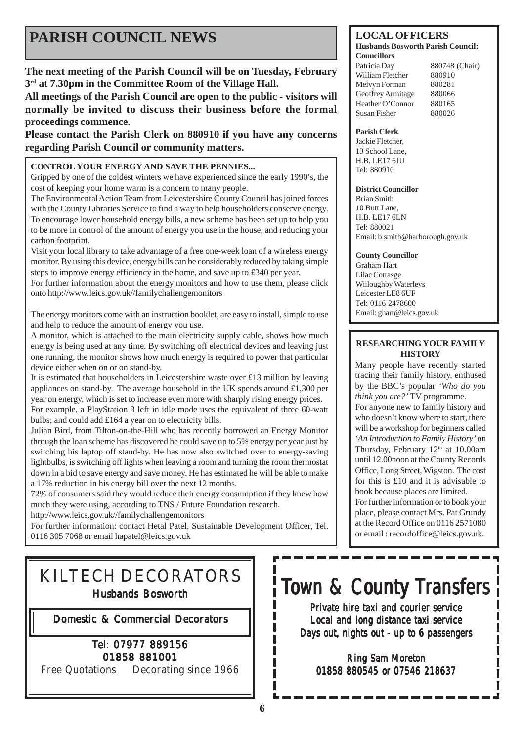# PARISH COUNCIL NEWS

**The next meeting of the Parish Council will be on Tuesday, February 3rd at 7.30pm in the Committee Room of the Village Hall.**

**All meetings of the Parish Council are open to the public - visitors will normally be invited to discuss their business before the formal proceedings commence.**

**Please contact the Parish Clerk on 880910 if you have any concerns regarding Parish Council or community matters.**

### CONTROL YOUR ENERGY AND SAVE THE PENNIES...

Gripped by one of the coldest winters we have experienced since the early 1990's, the cost of keeping your home warm is a concern to many people.

The Environmental Action Team from Leicestershire County Council has joined forces with the County Libraries Service to find a way to help householders conserve energy. To encourage lower household energy bills, a new scheme has been set up to help you to be more in control of the amount of energy you use in the house, and reducing your carbon footprint.

Visit your local library to take advantage of a free one-week loan of a wireless energy monitor. By using this device, energy bills can be considerably reduced by taking simple steps to improve energy efficiency in the home, and save up to £340 per year.

For further information about the energy monitors and how to use them, please click onto http://www.leics.gov.uk//familychallengemonitors

The energy monitors come with an instruction booklet, are easy to install, simple to use and help to reduce the amount of energy you use.

A monitor, which is attached to the main electricity supply cable, shows how much energy is being used at any time. By switching off electrical devices and leaving just one running, the monitor shows how much energy is required to power that particular device either when on or on stand-by.

It is estimated that householders in Leicestershire waste over £13 million by leaving appliances on stand-by. The average household in the UK spends around £1,300 per year on energy, which is set to increase even more with sharply rising energy prices.

For example, a PlayStation 3 left in idle mode uses the equivalent of three 60-watt bulbs; and could add £164 a year on to electricity bills.

Julian Bird, from Tilton-on-the-Hill who has recently borrowed an Energy Monitor through the loan scheme has discovered he could save up to 5% energy per year just by switching his laptop off stand-by. He has now also switched over to energy-saving lightbulbs, is switching off lights when leaving a room and turning the room thermostat down in a bid to save energy and save money. He has estimated he will be able to make a 17% reduction in his energy bill over the next 12 months.

72% of consumers said they would reduce their energy consumption if they knew how much they were using, according to TNS / Future Foundation research.

http://www.leics.gov.uk//familychallengemonitors

For further information: contact Hetal Patel, Sustainable Development Officer, Tel. 0116 305 7068 or email hapatel@leics.gov.uk

## LOCAL OFFICERS

**Husbands Bosworth Parish Council: Councillors**

| | |
|---|---|
| Patricia Day | 880748 (Chair) |
| William Fletcher | 880910 |
| Melvyn Forman | 880281 |
| Geoffrey Armitage | 880066 |
| Heather O'Connor | 880165 |
| Susan Fisher | 880026 |

**Parish Clerk**
Jackie Fletcher,
13 School Lane,
H.B. LE17 6JU
Tel: 880910

**District Councillor**
Brian Smith
10 Butt Lane,
H.B. LE17 6LN
Tel: 880021
Email: b.smith@harborough.gov.uk

**County Councillor**
Graham Hart
Lilac Cottasge
Wiiloughby Waterleys
Leicester LE8 6UF
Tel: 0116 2478600
Email: ghart@leics.gov.uk

### RESEARCHING YOUR FAMILY HISTORY

Many people have recently started tracing their family history, enthused by the BBC's popular *'Who do you think you are?'* TV programme.

For anyone new to family history and who doesn't know where to start, there will be a workshop for beginners called *'An Introduction to Family History'* on Thursday, February 12th at 10.00am until 12.00noon at the County Records Office, Long Street, Wigston. The cost for this is £10 and it is advisable to book because places are limited.

For further information or to book your place, please contact Mrs. Pat Grundy at the Record Office on 0116 2571080 or email : recordoffice@leics.gov.uk.

## KILTECH DECORATORS

Husbands Bosworth

**Domestic & Commercial Decorators**

Tel: 07977 889156
01858 881001

Free Quotations Decorating since 1966

## Town & County Transfers

Private hire taxi and courier service
Local and long distance taxi service
Days out, nights out - up to 6 passengers

Ring Sam Moreton
01858 880545 or 07546 218637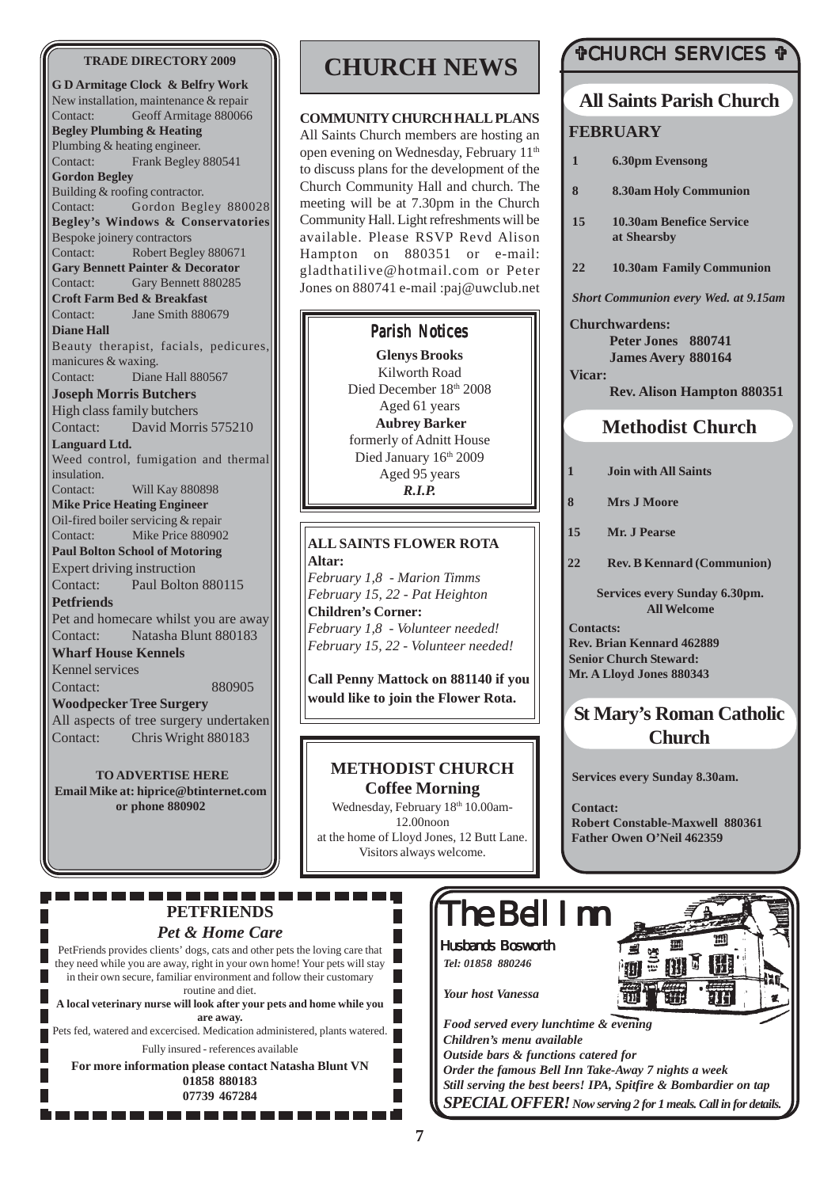## TRADE DIRECTORY 2009

**G D Armitage Clock & Belfry Work**
New installation, maintenance & repair
Contact: Geoff Armitage 880066

**Begley Plumbing & Heating**
Plumbing & heating engineer.
Contact: Frank Begley 880541

**Gordon Begley**
Building & roofing contractor.
Contact: Gordon Begley 880028

**Begley's Windows & Conservatories**
Bespoke joinery contractors
Contact: Robert Begley 880671

**Gary Bennett Painter & Decorator**
Contact: Gary Bennett 880285

**Croft Farm Bed & Breakfast**
Contact: Jane Smith 880679

**Diane Hall**
Beauty therapist, facials, pedicures, manicures & waxing.
Contact: Diane Hall 880567

**Joseph Morris Butchers**
High class family butchers
Contact: David Morris 575210

**Languard Ltd.**
Weed control, fumigation and thermal insulation.
Contact: Will Kay 880898

**Mike Price Heating Engineer**
Oil-fired boiler servicing & repair
Contact: Mike Price 880902

**Paul Bolton School of Motoring**
Expert driving instruction
Contact: Paul Bolton 880115

**Petfriends**
Pet and homecare whilst you are away
Contact: Natasha Blunt 880183

**Wharf House Kennels**
Kennel services
Contact: 880905

**Woodpecker Tree Surgery**
All aspects of tree surgery undertaken
Contact: Chris Wright 880183

**TO ADVERTISE HERE**
**Email Mike at: hiprice@btinternet.com or phone 880902**

# CHURCH NEWS

**COMMUNITY CHURCH HALL PLANS**
All Saints Church members are hosting an open evening on Wednesday, February 11th to discuss plans for the development of the Church Community Hall and church. The meeting will be at 7.30pm in the Church Community Hall. Light refreshments will be available. Please RSVP Revd Alison Hampton on 880351 or e-mail: gladthatilive@hotmail.com or Peter Jones on 880741 e-mail :paj@uwclub.net

### Parish Notices

**Glenys Brooks**
Kilworth Road
Died December 18th 2008
Aged 61 years

**Aubrey Barker**
formerly of Adnitt House
Died January 16th 2009
Aged 95 years

***R.I.P.***

**ALL SAINTS FLOWER ROTA**
**Altar:**
*February 1,8 - Marion Timms*
*February 15, 22 - Pat Heighton*
**Children's Corner:**
*February 1,8 - Volunteer needed!*
*February 15, 22 - Volunteer needed!*

**Call Penny Mattock on 881140 if you would like to join the Flower Rota.**

### METHODIST CHURCH
**Coffee Morning**
Wednesday, February 18th 10.00am-12.00noon
at the home of Lloyd Jones, 12 Butt Lane.
Visitors always welcome.

## CHURCH SERVICES

### All Saints Parish Church

**FEBRUARY**

- **1** 6.30pm Evensong
- **8** 8.30am Holy Communion
- **15** 10.30am Benefice Service at Shearsby
- **22** 10.30am Family Communion

*Short Communion every Wed. at 9.15am*

**Churchwardens:**
**Peter Jones 880741**
**James Avery 880164**
**Vicar:**
**Rev. Alison Hampton 880351**

### Methodist Church

- **1** Join with All Saints
- **8** Mrs J Moore
- **15** Mr. J Pearse
- **22** Rev. B Kennard (Communion)

**Services every Sunday 6.30pm. All Welcome**

**Contacts:**
**Rev. Brian Kennard 462889**
**Senior Church Steward:**
**Mr. A Lloyd Jones 880343**

### St Mary's Roman Catholic Church

**Services every Sunday 8.30am.**

**Contact:**
**Robert Constable-Maxwell 880361**
**Father Owen O'Neil 462359**

### PETFRIENDS
*Pet & Home Care*

PetFriends provides clients' dogs, cats and other pets the loving care that they need while you are away, right in your own home! Your pets will stay in their own secure, familiar environment and follow their customary routine and diet.

**A local veterinary nurse will look after your pets and home while you are away.**

Pets fed, watered and excercised. Medication administered, plants watered.

Fully insured - references available

**For more information please contact Natasha Blunt VN**
**01858 880183**
**07739 467284**

# The Bell Inn
**Husbands Bosworth**
*Tel: 01858 880246*

*Your host Vanessa*

*Food served every lunchtime & evening*
*Children's menu available*
*Outside bars & functions catered for*
*Order the famous Bell Inn Take-Away 7 nights a week*
*Still serving the best beers! IPA, Spitfire & Bombardier on tap*
***SPECIAL OFFER!** Now serving 2 for 1 meals. Call in for details.*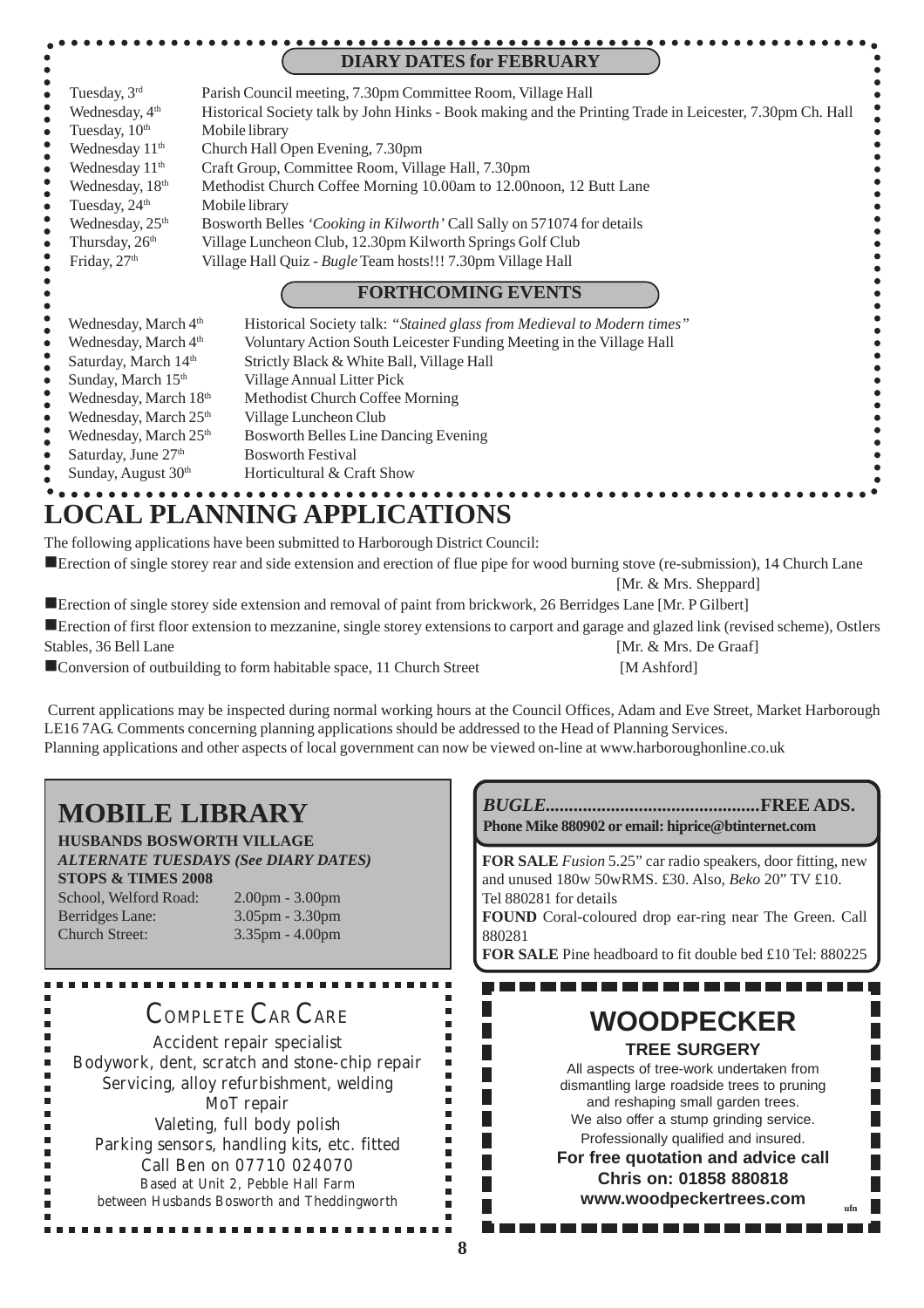## DIARY DATES for FEBRUARY

| | |
|---|---|
| Tuesday, 3rd | Parish Council meeting, 7.30pm Committee Room, Village Hall |
| Wednesday, 4th | Historical Society talk by John Hinks - Book making and the Printing Trade in Leicester, 7.30pm Ch. Hall |
| Tuesday, 10th | Mobile library |
| Wednesday 11th | Church Hall Open Evening, 7.30pm |
| Wednesday 11th | Craft Group, Committee Room, Village Hall, 7.30pm |
| Wednesday, 18th | Methodist Church Coffee Morning 10.00am to 12.00noon, 12 Butt Lane |
| Tuesday, 24th | Mobile library |
| Wednesday, 25th | Bosworth Belles *'Cooking in Kilworth'* Call Sally on 571074 for details |
| Thursday, 26th | Village Luncheon Club, 12.30pm Kilworth Springs Golf Club |
| Friday, 27th | Village Hall Quiz - *Bugle* Team hosts!!! 7.30pm Village Hall |

## FORTHCOMING EVENTS

| | |
|---|---|
| Wednesday, March 4th | Historical Society talk: *"Stained glass from Medieval to Modern times"* |
| Wednesday, March 4th | Voluntary Action South Leicester Funding Meeting in the Village Hall |
| Saturday, March 14th | Strictly Black & White Ball, Village Hall |
| Sunday, March 15th | Village Annual Litter Pick |
| Wednesday, March 18th | Methodist Church Coffee Morning |
| Wednesday, March 25th | Village Luncheon Club |
| Wednesday, March 25th | Bosworth Belles Line Dancing Evening |
| Saturday, June 27th | Bosworth Festival |
| Sunday, August 30th | Horticultural & Craft Show |

# LOCAL PLANNING APPLICATIONS

The following applications have been submitted to Harborough District Council:

- Erection of single storey rear and side extension and erection of flue pipe for wood burning stove (re-submission), 14 Church Lane [Mr. & Mrs. Sheppard]
- Erection of single storey side extension and removal of paint from brickwork, 26 Berridges Lane [Mr. P Gilbert]
- Erection of first floor extension to mezzanine, single storey extensions to carport and garage and glazed link (revised scheme), Ostlers Stables, 36 Bell Lane [Mr. & Mrs. De Graaf]
- Conversion of outbuilding to form habitable space, 11 Church Street [M Ashford]

Current applications may be inspected during normal working hours at the Council Offices, Adam and Eve Street, Market Harborough LE16 7AG. Comments concerning planning applications should be addressed to the Head of Planning Services.
Planning applications and other aspects of local government can now be viewed on-line at www.harboroughonline.co.uk

# MOBILE LIBRARY

**HUSBANDS BOSWORTH VILLAGE**
***ALTERNATE TUESDAYS (See DIARY DATES)***
**STOPS & TIMES 2008**

| | |
|---|---|
| School, Welford Road: | 2.00pm - 3.00pm |
| Berridges Lane: | 3.05pm - 3.30pm |
| Church Street: | 3.35pm - 4.00pm |

## *BUGLE*...........................................FREE ADS.

**Phone Mike 880902 or email: hiprice@btinternet.com**

**FOR SALE** *Fusion* 5.25" car radio speakers, door fitting, new and unused 180w 50wRMS. £30. Also, *Beko* 20" TV £10. Tel 880281 for details

**FOUND** Coral-coloured drop ear-ring near The Green. Call 880281

**FOR SALE** Pine headboard to fit double bed £10 Tel: 880225

## COMPLETE CAR CARE

Accident repair specialist
Bodywork, dent, scratch and stone-chip repair
Servicing, alloy refurbishment, welding
MoT repair
Valeting, full body polish
Parking sensors, handling kits, etc. fitted
Call Ben on 07710 024070
Based at Unit 2, Pebble Hall Farm
between Husbands Bosworth and Theddingworth

## WOODPECKER

**TREE SURGERY**

All aspects of tree-work undertaken from dismantling large roadside trees to pruning and reshaping small garden trees.
We also offer a stump grinding service.
Professionally qualified and insured.

**For free quotation and advice call**
**Chris on: 01858 880818**
**www.woodpeckertrees.com**

ufn